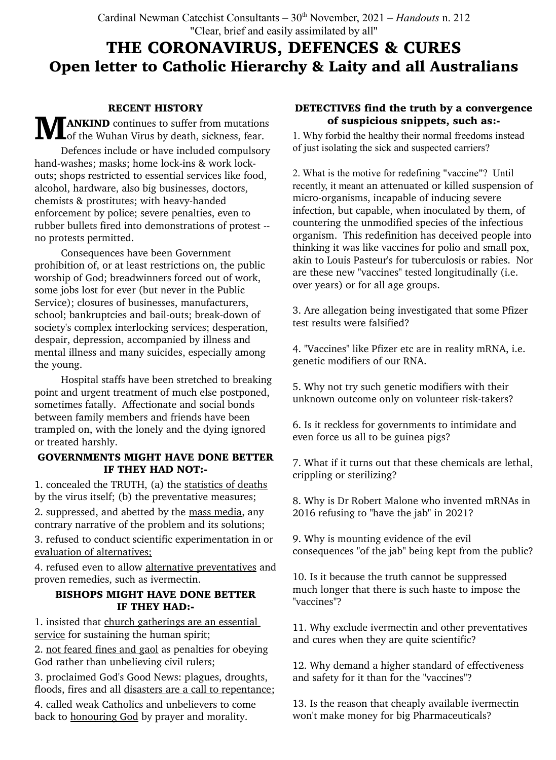Cardinal Newman Catechist Consultants – 30th November, 2021 – *Handouts* n. 212
"Clear, brief and easily assimilated by all"

# THE CORONAVIRUS, DEFENCES & CURES
## Open letter to Catholic Hierarchy & Laity and all Australians

### RECENT HISTORY

**MANKIND** continues to suffer from mutations of the Wuhan Virus by death, sickness, fear.

Defences include or have included compulsory hand-washes; masks; home lock-ins & work lock-outs; shops restricted to essential services like food, alcohol, hardware, also big businesses, doctors, chemists & prostitutes; with heavy-handed enforcement by police; severe penalties, even to rubber bullets fired into demonstrations of protest -- no protests permitted.

Consequences have been Government prohibition of, or at least restrictions on, the public worship of God; breadwinners forced out of work, some jobs lost for ever (but never in the Public Service); closures of businesses, manufacturers, school; bankruptcies and bail-outs; break-down of society's complex interlocking services; desperation, despair, depression, accompanied by illness and mental illness and many suicides, especially among the young.

Hospital staffs have been stretched to breaking point and urgent treatment of much else postponed, sometimes fatally. Affectionate and social bonds between family members and friends have been trampled on, with the lonely and the dying ignored or treated harshly.

### GOVERNMENTS MIGHT HAVE DONE BETTER IF THEY HAD NOT:-

1. concealed the TRUTH, (a) the <u>statistics of deaths</u> by the virus itself; (b) the preventative measures;
2. suppressed, and abetted by the <u>mass media</u>, any contrary narrative of the problem and its solutions;
3. refused to conduct scientific experimentation in or <u>evaluation of alternatives;</u>
4. refused even to allow <u>alternative preventatives</u> and proven remedies, such as ivermectin.

### BISHOPS MIGHT HAVE DONE BETTER IF THEY HAD:-

1. insisted that <u>church gatherings are an essential service</u> for sustaining the human spirit;
2. <u>not feared fines and gaol</u> as penalties for obeying God rather than unbelieving civil rulers;
3. proclaimed God's Good News: plagues, droughts, floods, fires and all <u>disasters are a call to repentance</u>;
4. called weak Catholics and unbelievers to come back to <u>honouring God</u> by prayer and morality.

### DETECTIVES find the truth by a convergence of suspicious snippets, such as:-

1. Why forbid the healthy their normal freedoms instead of just isolating the sick and suspected carriers?

2. What is the motive for redefining "vaccine"? Until recently, it meant an attenuated or killed suspension of micro-organisms, incapable of inducing severe infection, but capable, when inoculated by them, of countering the unmodified species of the infectious organism. This redefinition has deceived people into thinking it was like vaccines for polio and small pox, akin to Louis Pasteur's for tuberculosis or rabies. Nor are these new "vaccines" tested longitudinally (i.e. over years) or for all age groups.

3. Are allegation being investigated that some Pfizer test results were falsified?

4. "Vaccines" like Pfizer etc are in reality mRNA, i.e. genetic modifiers of our RNA.

5. Why not try such genetic modifiers with their unknown outcome only on volunteer risk-takers?

6. Is it reckless for governments to intimidate and even force us all to be guinea pigs?

7. What if it turns out that these chemicals are lethal, crippling or sterilizing?

8. Why is Dr Robert Malone who invented mRNAs in 2016 refusing to "have the jab" in 2021?

9. Why is mounting evidence of the evil consequences "of the jab" being kept from the public?

10. Is it because the truth cannot be suppressed much longer that there is such haste to impose the "vaccines"?

11. Why exclude ivermectin and other preventatives and cures when they are quite scientific?

12. Why demand a higher standard of effectiveness and safety for it than for the "vaccines"?

13. Is the reason that cheaply available ivermectin won't make money for big Pharmaceuticals?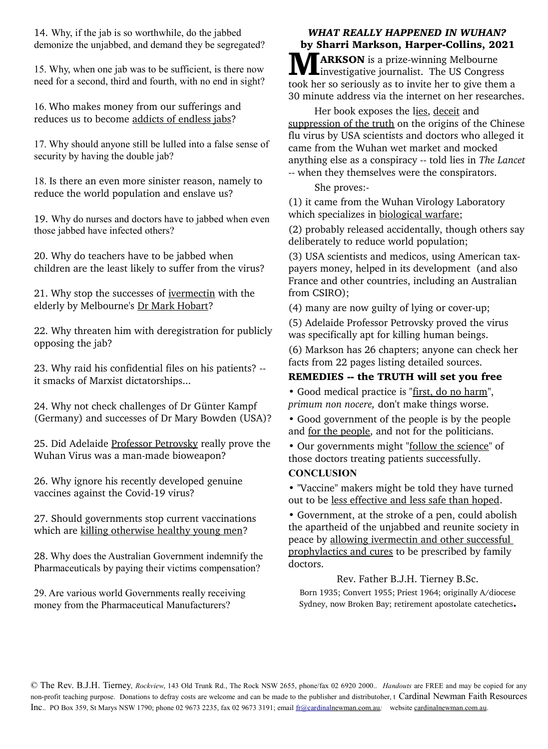14. Why, if the jab is so worthwhile, do the jabbed demonize the unjabbed, and demand they be segregated?

15. Why, when one jab was to be sufficient, is there now need for a second, third and fourth, with no end in sight?

16. Who makes money from our sufferings and reduces us to become addicts of endless jabs?

17. Why should anyone still be lulled into a false sense of security by having the double jab?

18. Is there an even more sinister reason, namely to reduce the world population and enslave us?

19. Why do nurses and doctors have to jabbed when even those jabbed have infected others?

20. Why do teachers have to be jabbed when children are the least likely to suffer from the virus?

21. Why stop the successes of ivermectin with the elderly by Melbourne's Dr Mark Hobart?

22. Why threaten him with deregistration for publicly opposing the jab?

23. Why raid his confidential files on his patients? -- it smacks of Marxist dictatorships...

24. Why not check challenges of Dr Günter Kampf (Germany) and successes of Dr Mary Bowden (USA)?

25. Did Adelaide Professor Petrovsky really prove the Wuhan Virus was a man-made bioweapon?

26. Why ignore his recently developed genuine vaccines against the Covid-19 virus?

27. Should governments stop current vaccinations which are killing otherwise healthy young men?

28. Why does the Australian Government indemnify the Pharmaceuticals by paying their victims compensation?

29. Are various world Governments really receiving money from the Pharmaceutical Manufacturers?

### *WHAT REALLY HAPPENED IN WUHAN?*
### by Sharri Markson, Harper-Collins, 2021

**MARKSON** is a prize-winning Melbourne investigative journalist. The US Congress took her so seriously as to invite her to give them a 30 minute address via the internet on her researches.

Her book exposes the lies, deceit and suppression of the truth on the origins of the Chinese flu virus by USA scientists and doctors who alleged it came from the Wuhan wet market and mocked anything else as a conspiracy -- told lies in *The Lancet* -- when they themselves were the conspirators.

She proves:-

(1) it came from the Wuhan Virology Laboratory which specializes in biological warfare;

(2) probably released accidentally, though others say deliberately to reduce world population;

(3) USA scientists and medicos, using American tax-payers money, helped in its development (and also France and other countries, including an Australian from CSIRO);

(4) many are now guilty of lying or cover-up;

(5) Adelaide Professor Petrovsky proved the virus was specifically apt for killing human beings.

(6) Markson has 26 chapters; anyone can check her facts from 22 pages listing detailed sources.

### REMEDIES -- the TRUTH will set you free

- Good medical practice is "first, do no harm", *primum non nocere,* don't make things worse.
- Good government of the people is by the people and for the people, and not for the politicians.
- Our governments might "follow the science" of those doctors treating patients successfully.

### CONCLUSION

- "Vaccine" makers might be told they have turned out to be less effective and less safe than hoped.
- Government, at the stroke of a pen, could abolish the apartheid of the unjabbed and reunite society in peace by allowing ivermectin and other successful prophylactics and cures to be prescribed by family doctors.

Rev. Father B.J.H. Tierney B.Sc.

Born 1935; Convert 1955; Priest 1964; originally A/diocese Sydney, now Broken Bay; retirement apostolate catechetics.

© The Rev. B.J.H. Tierney, *Rockview*, 143 Old Trunk Rd., The Rock NSW 2655, phone/fax 02 6920 2000.. *Handouts* are FREE and may be copied for any non-profit teaching purpose. Donations to defray costs are welcome and can be made to the publisher and distributoher, t Cardinal Newman Faith Resources Inc.. PO Box 359, St Marys NSW 1790; phone 02 9673 2235, fax 02 9673 3191; email fr@cardinalnewman.com.au; website cardinalnewman.com.au.